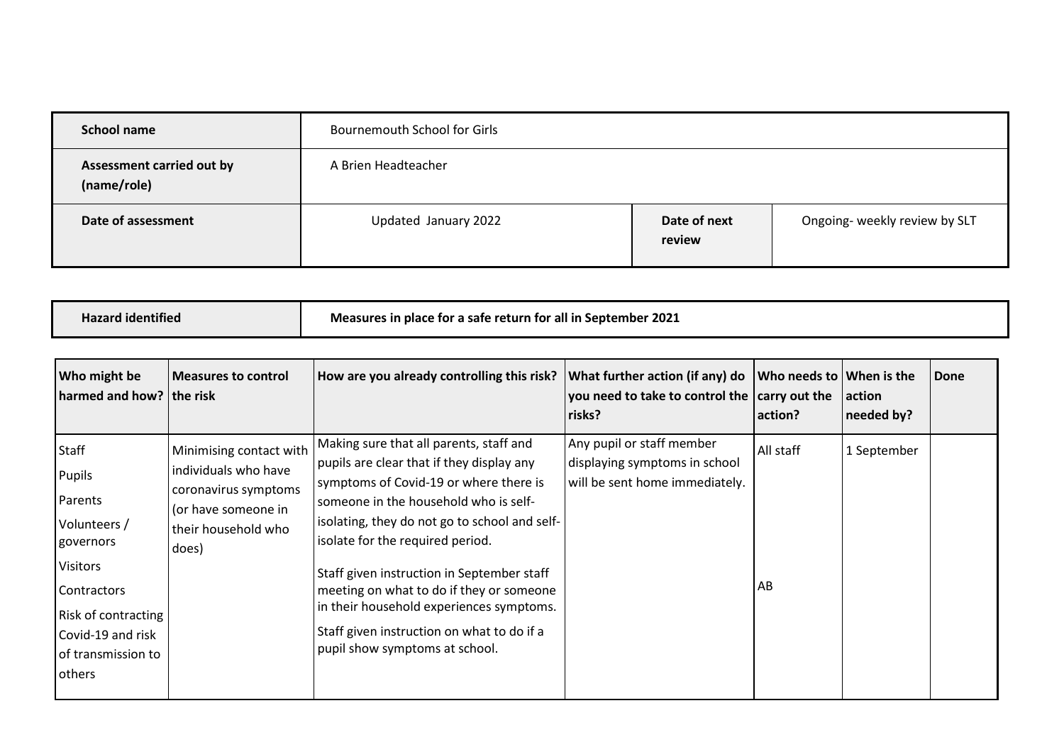| School name | Bournemouth School for Girls | | |
|---|---|---|---|
| Assessment carried out by (name/role) | A Brien Headteacher | | |
| Date of assessment | Updated January 2022 | Date of next review | Ongoing- weekly review by SLT |

| Hazard identified | Measures in place for a safe return for all in September 2021 |
|---|---|

| Who might be harmed and how? | Measures to control the risk | How are you already controlling this risk? | What further action (if any) do you need to take to control the risks? | Who needs to carry out the action? | When is the action needed by? | Done |
|---|---|---|---|---|---|---|
| Staff<br>Pupils<br>Parents<br>Volunteers / governors<br>Visitors<br>Contractors<br>Risk of contracting Covid-19 and risk of transmission to others | Minimising contact with individuals who have coronavirus symptoms (or have someone in their household who does) | Making sure that all parents, staff and pupils are clear that if they display any symptoms of Covid-19 or where there is someone in the household who is self-isolating, they do not go to school and self-isolate for the required period.<br><br>Staff given instruction in September staff meeting on what to do if they or someone in their household experiences symptoms.<br><br>Staff given instruction on what to do if a pupil show symptoms at school. | Any pupil or staff member displaying symptoms in school will be sent home immediately. | All staff<br><br>AB | 1 September | |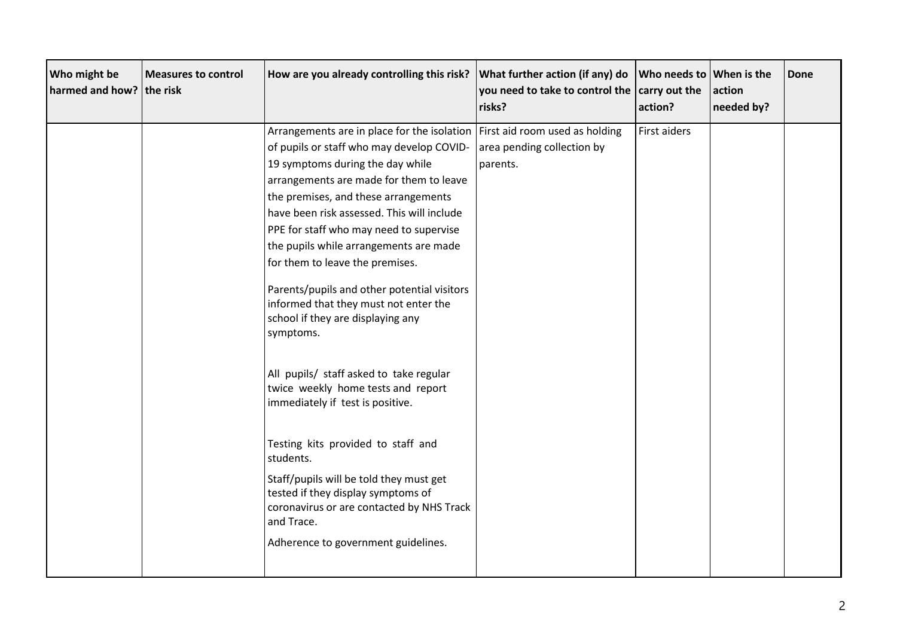| Who might be harmed and how? | Measures to control the risk | How are you already controlling this risk? | What further action (if any) do you need to take to control the risks? | Who needs to carry out the action? | When is the action needed by? | Done |
|---|---|---|---|---|---|---|
| | | Arrangements are in place for the isolation of pupils or staff who may develop COVID-19 symptoms during the day while arrangements are made for them to leave the premises, and these arrangements have been risk assessed. This will include PPE for staff who may need to supervise the pupils while arrangements are made for them to leave the premises.<br><br>Parents/pupils and other potential visitors informed that they must not enter the school if they are displaying any symptoms.<br><br>All pupils/ staff asked to take regular twice weekly home tests and report immediately if test is positive.<br><br>Testing kits provided to staff and students.<br><br>Staff/pupils will be told they must get tested if they display symptoms of coronavirus or are contacted by NHS Track and Trace.<br><br>Adherence to government guidelines. | First aid room used as holding area pending collection by parents. | First aiders | | |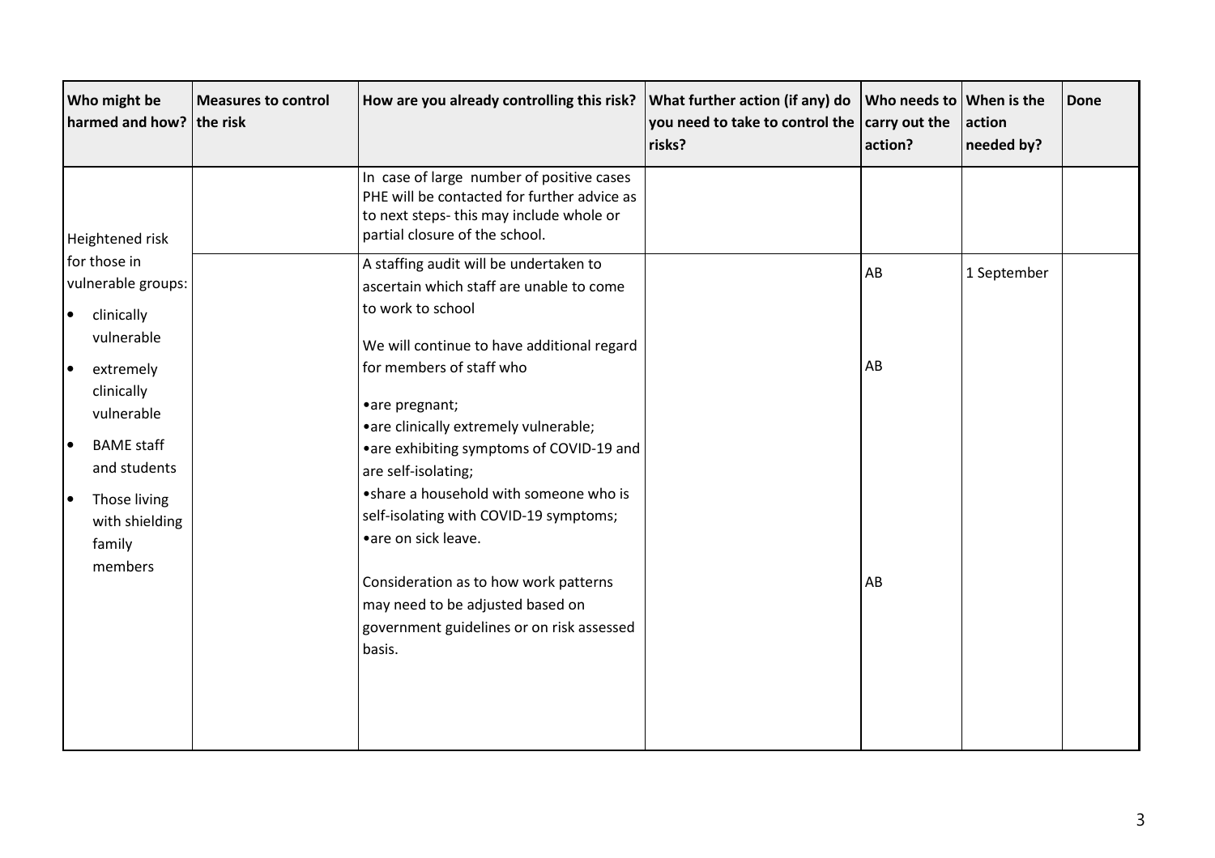| Who might be harmed and how? | Measures to control the risk | How are you already controlling this risk? | What further action (if any) do you need to take to control the risks? | Who needs to carry out the action? | When is the action needed by? | Done |
|---|---|---|---|---|---|---|
| | | In case of large number of positive cases PHE will be contacted for further advice as to next steps- this may include whole or partial closure of the school. | | | | |
| Heightened risk for those in vulnerable groups:<br>• clinically vulnerable<br>• extremely clinically vulnerable<br>• BAME staff and students<br>• Those living with shielding family members | | A staffing audit will be undertaken to ascertain which staff are unable to come to work to school<br><br>We will continue to have additional regard for members of staff who<br><br>•are pregnant;<br>•are clinically extremely vulnerable;<br>•are exhibiting symptoms of COVID-19 and are self-isolating;<br>•share a household with someone who is self-isolating with COVID-19 symptoms;<br>•are on sick leave.<br><br>Consideration as to how work patterns may need to be adjusted based on government guidelines or on risk assessed basis. | | AB<br><br>AB<br><br>AB | 1 September | |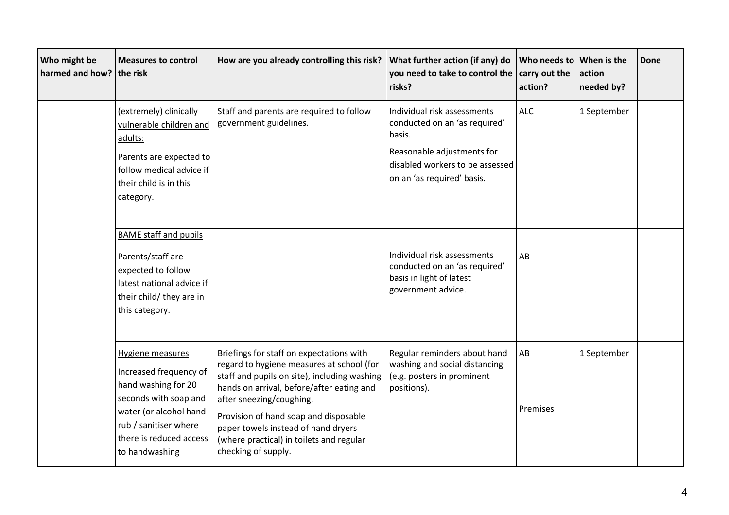| Who might be harmed and how? | Measures to control the risk | How are you already controlling this risk? | What further action (if any) do you need to take to control the risks? | Who needs to carry out the action? | When is the action needed by? | Done |
|---|---|---|---|---|---|---|
| | <u>(extremely) clinically vulnerable children and adults:</u><br><br>Parents are expected to follow medical advice if their child is in this category. | Staff and parents are required to follow government guidelines. | Individual risk assessments conducted on an 'as required' basis.<br><br>Reasonable adjustments for disabled workers to be assessed on an 'as required' basis. | ALC | 1 September | |
| | <u>BAME staff and pupils</u><br><br>Parents/staff are expected to follow latest national advice if their child/ they are in this category. | | Individual risk assessments conducted on an 'as required' basis in light of latest government advice. | AB | | |
| | <u>Hygiene measures</u><br><br>Increased frequency of hand washing for 20 seconds with soap and water (or alcohol hand rub / sanitiser where there is reduced access to handwashing | Briefings for staff on expectations with regard to hygiene measures at school (for staff and pupils on site), including washing hands on arrival, before/after eating and after sneezing/coughing.<br><br>Provision of hand soap and disposable paper towels instead of hand dryers (where practical) in toilets and regular checking of supply. | Regular reminders about hand washing and social distancing (e.g. posters in prominent positions). | AB<br><br>Premises | 1 September | |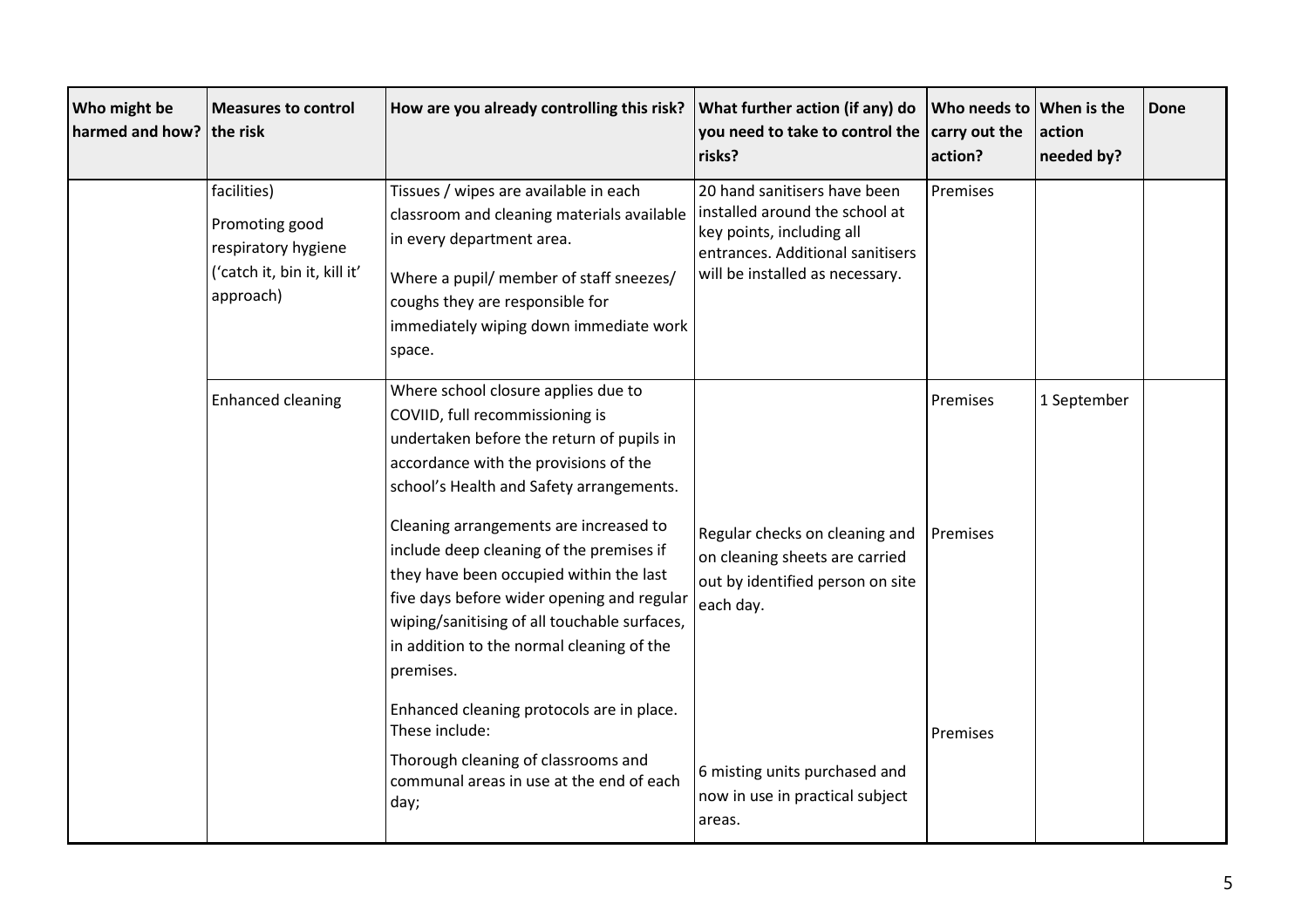| Who might be harmed and how? | Measures to control the risk | How are you already controlling this risk? | What further action (if any) do you need to take to control the risks? | Who needs to carry out the action? | When is the action needed by? | Done |
|---|---|---|---|---|---|---|
| | facilities)<br><br>Promoting good respiratory hygiene ('catch it, bin it, kill it' approach) | Tissues / wipes are available in each classroom and cleaning materials available in every department area.<br><br>Where a pupil/ member of staff sneezes/ coughs they are responsible for immediately wiping down immediate work space. | 20 hand sanitisers have been installed around the school at key points, including all entrances. Additional sanitisers will be installed as necessary. | Premises | | |
| | Enhanced cleaning | Where school closure applies due to COVIID, full recommissioning is undertaken before the return of pupils in accordance with the provisions of the school's Health and Safety arrangements. | | Premises | 1 September | |
| | | Cleaning arrangements are increased to include deep cleaning of the premises if they have been occupied within the last five days before wider opening and regular wiping/sanitising of all touchable surfaces, in addition to the normal cleaning of the premises. | Regular checks on cleaning and on cleaning sheets are carried out by identified person on site each day. | Premises | | |
| | | Enhanced cleaning protocols are in place. These include:<br><br>Thorough cleaning of classrooms and communal areas in use at the end of each day; | 6 misting units purchased and now in use in practical subject areas. | Premises | | |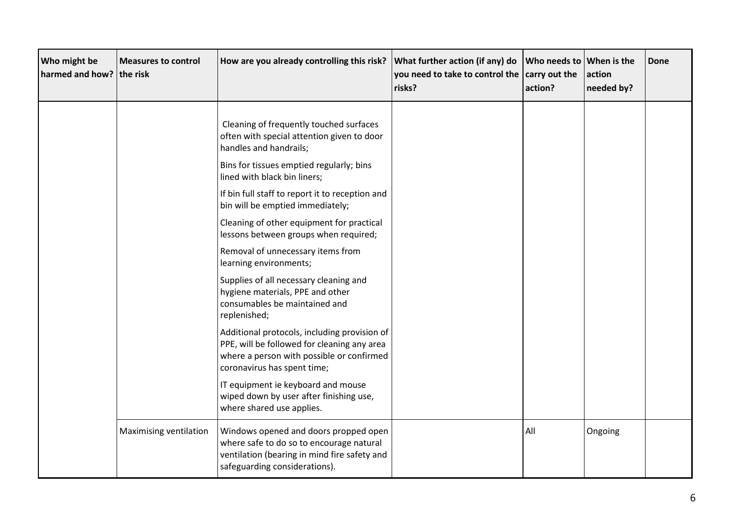| Who might be harmed and how? | Measures to control the risk | How are you already controlling this risk? | What further action (if any) do you need to take to control the risks? | Who needs to carry out the action? | When is the action needed by? | Done |
|---|---|---|---|---|---|---|
| | | Cleaning of frequently touched surfaces often with special attention given to door handles and handrails;<br><br>Bins for tissues emptied regularly; bins lined with black bin liners;<br><br>If bin full staff to report it to reception and bin will be emptied immediately;<br><br>Cleaning of other equipment for practical lessons between groups when required;<br><br>Removal of unnecessary items from learning environments;<br><br>Supplies of all necessary cleaning and hygiene materials, PPE and other consumables be maintained and replenished;<br><br>Additional protocols, including provision of PPE, will be followed for cleaning any area where a person with possible or confirmed coronavirus has spent time;<br><br>IT equipment ie keyboard and mouse wiped down by user after finishing use, where shared use applies. | | | | |
| | Maximising ventilation | Windows opened and doors propped open where safe to do so to encourage natural ventilation (bearing in mind fire safety and safeguarding considerations). | | All | Ongoing | |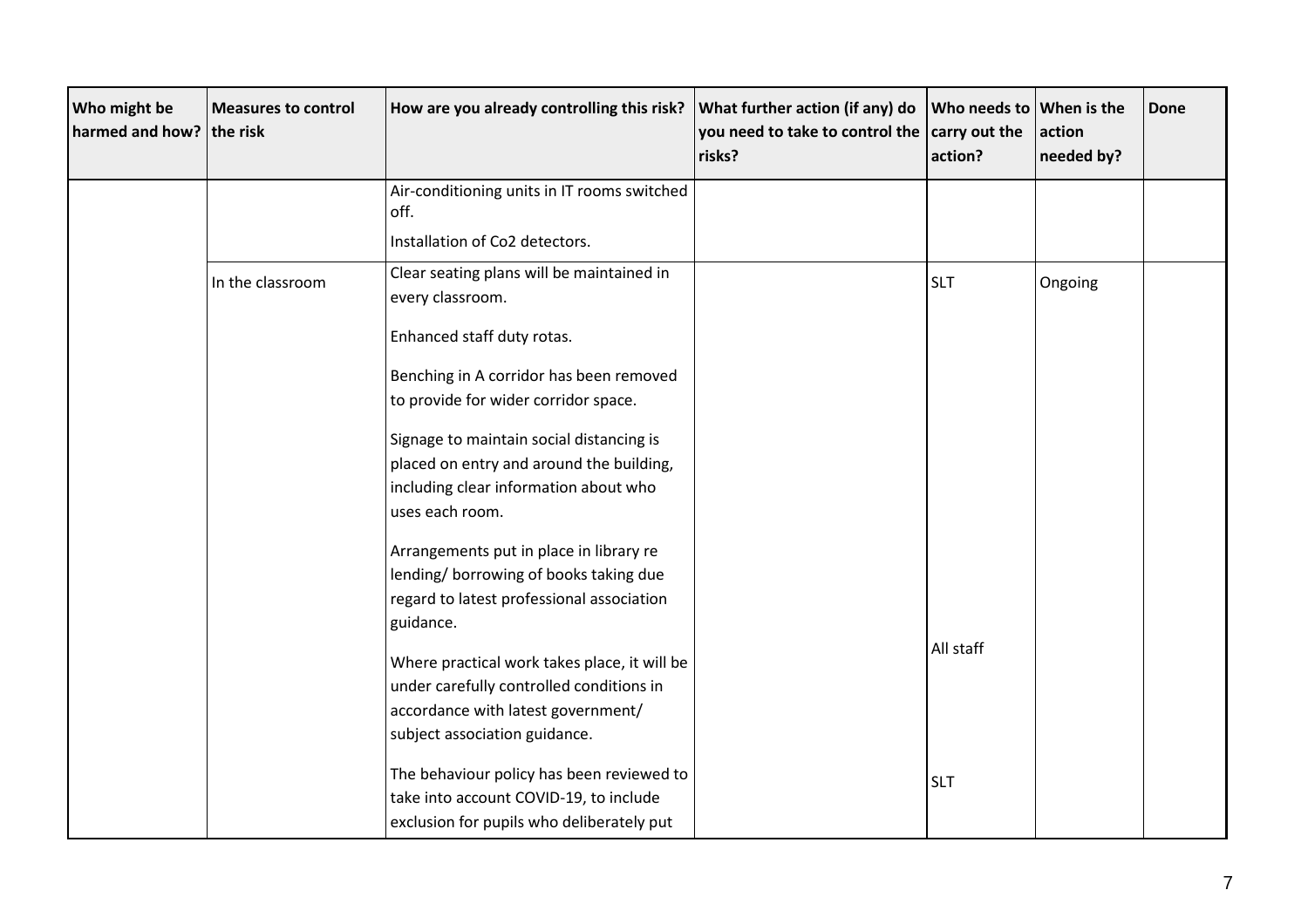| Who might be harmed and how? | Measures to control the risk | How are you already controlling this risk? | What further action (if any) do you need to take to control the risks? | Who needs to carry out the action? | When is the action needed by? | Done |
|---|---|---|---|---|---|---|
| | | Air-conditioning units in IT rooms switched off.<br><br>Installation of Co2 detectors. | | | | |
| | In the classroom | Clear seating plans will be maintained in every classroom.<br><br>Enhanced staff duty rotas.<br><br>Benching in A corridor has been removed to provide for wider corridor space.<br><br>Signage to maintain social distancing is placed on entry and around the building, including clear information about who uses each room.<br><br>Arrangements put in place in library re lending/ borrowing of books taking due regard to latest professional association guidance.<br><br>Where practical work takes place, it will be under carefully controlled conditions in accordance with latest government/ subject association guidance.<br><br>The behaviour policy has been reviewed to take into account COVID-19, to include exclusion for pupils who deliberately put | | SLT<br><br>All staff<br><br>SLT | Ongoing | |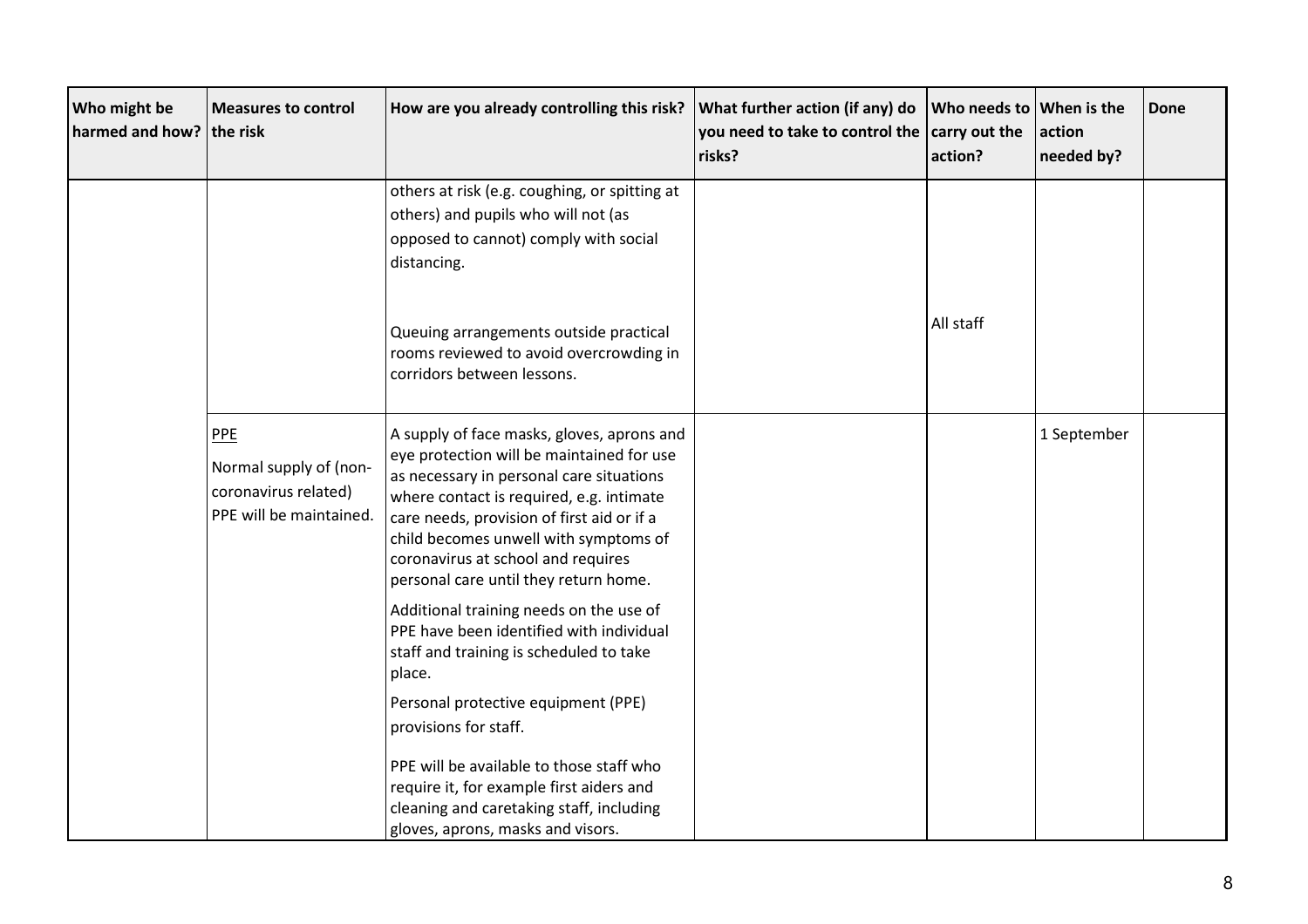| Who might be harmed and how? | Measures to control the risk | How are you already controlling this risk? | What further action (if any) do you need to take to control the risks? | Who needs to carry out the action? | When is the action needed by? | Done |
|---|---|---|---|---|---|---|
| | | others at risk (e.g. coughing, or spitting at others) and pupils who will not (as opposed to cannot) comply with social distancing.<br><br>Queuing arrangements outside practical rooms reviewed to avoid overcrowding in corridors between lessons. | | All staff | | |
| | PPE<br><br>Normal supply of (non-coronavirus related) PPE will be maintained. | A supply of face masks, gloves, aprons and eye protection will be maintained for use as necessary in personal care situations where contact is required, e.g. intimate care needs, provision of first aid or if a child becomes unwell with symptoms of coronavirus at school and requires personal care until they return home.<br><br>Additional training needs on the use of PPE have been identified with individual staff and training is scheduled to take place.<br><br>Personal protective equipment (PPE) provisions for staff.<br><br>PPE will be available to those staff who require it, for example first aiders and cleaning and caretaking staff, including gloves, aprons, masks and visors. | | | 1 September | |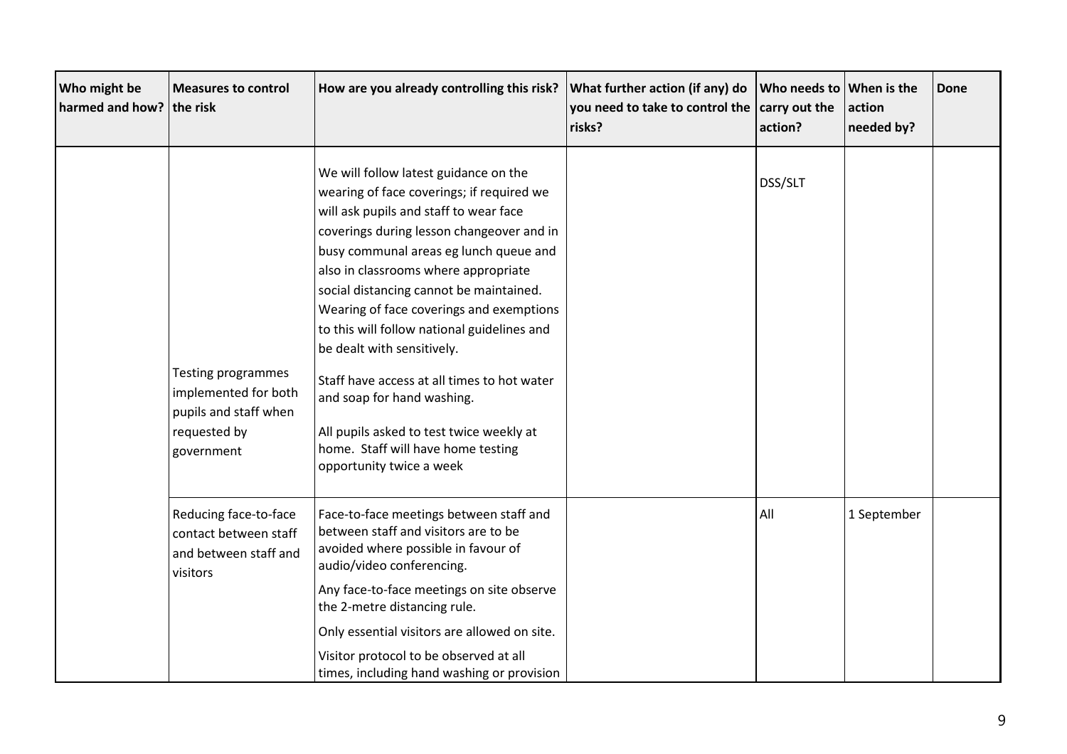| Who might be harmed and how? | Measures to control the risk | How are you already controlling this risk? | What further action (if any) do you need to take to control the risks? | Who needs to carry out the action? | When is the action needed by? | Done |
|---|---|---|---|---|---|---|
| | Testing programmes implemented for both pupils and staff when requested by government | We will follow latest guidance on the wearing of face coverings; if required we will ask pupils and staff to wear face coverings during lesson changeover and in busy communal areas eg lunch queue and also in classrooms where appropriate social distancing cannot be maintained. Wearing of face coverings and exemptions to this will follow national guidelines and be dealt with sensitively.<br><br>Staff have access at all times to hot water and soap for hand washing.<br><br>All pupils asked to test twice weekly at home. Staff will have home testing opportunity twice a week | | DSS/SLT | | |
| | Reducing face-to-face contact between staff and between staff and visitors | Face-to-face meetings between staff and between staff and visitors are to be avoided where possible in favour of audio/video conferencing.<br><br>Any face-to-face meetings on site observe the 2-metre distancing rule.<br><br>Only essential visitors are allowed on site.<br><br>Visitor protocol to be observed at all times, including hand washing or provision | | All | 1 September | |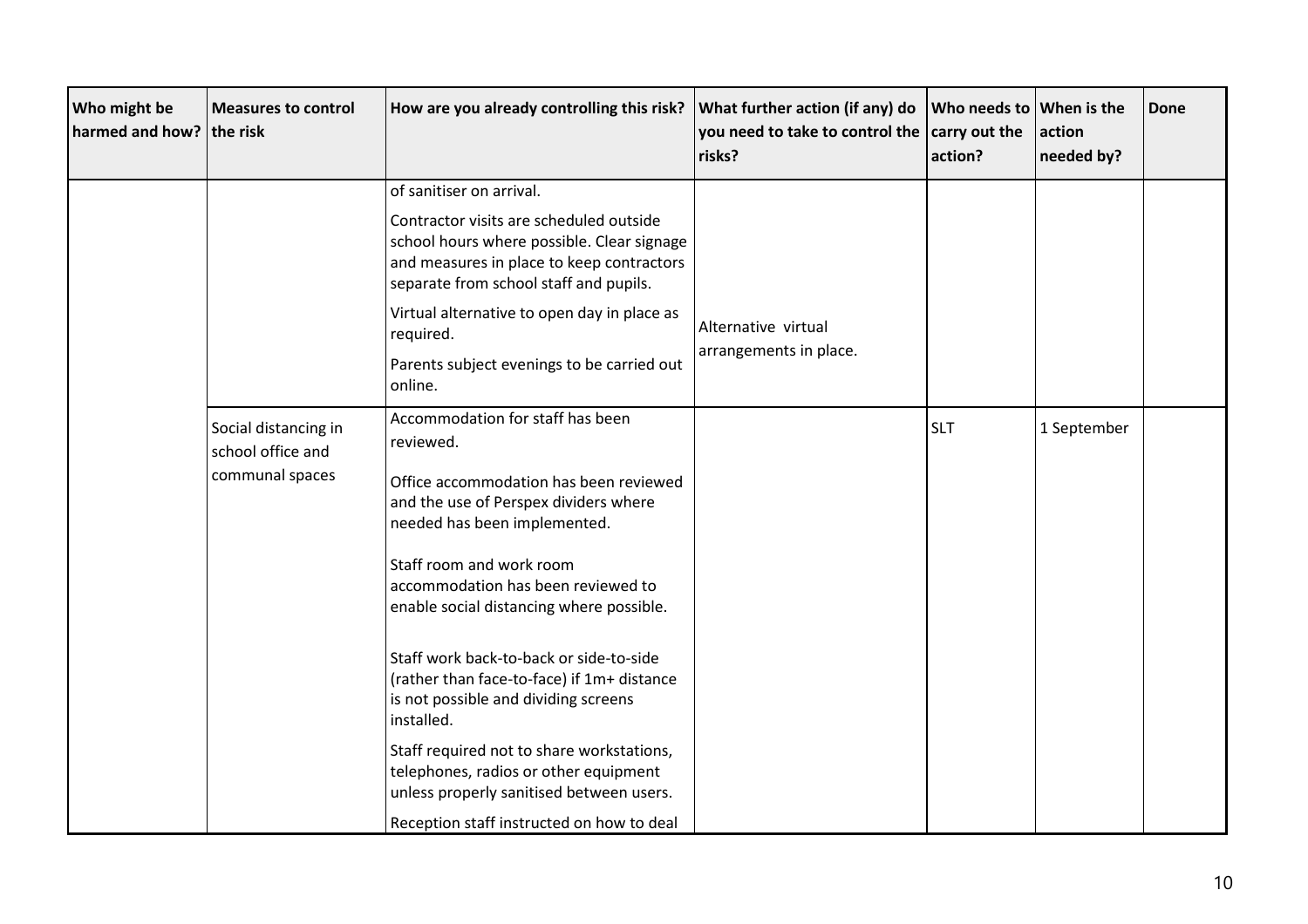| Who might be harmed and how? | Measures to control the risk | How are you already controlling this risk? | What further action (if any) do you need to take to control the risks? | Who needs to carry out the action? | When is the action needed by? | Done |
|---|---|---|---|---|---|---|
| | | of sanitiser on arrival.<br><br>Contractor visits are scheduled outside school hours where possible. Clear signage and measures in place to keep contractors separate from school staff and pupils.<br><br>Virtual alternative to open day in place as required.<br><br>Parents subject evenings to be carried out online. | Alternative virtual arrangements in place. | | | |
| | Social distancing in school office and communal spaces | Accommodation for staff has been reviewed.<br><br>Office accommodation has been reviewed and the use of Perspex dividers where needed has been implemented.<br><br>Staff room and work room accommodation has been reviewed to enable social distancing where possible.<br><br>Staff work back-to-back or side-to-side (rather than face-to-face) if 1m+ distance is not possible and dividing screens installed.<br><br>Staff required not to share workstations, telephones, radios or other equipment unless properly sanitised between users.<br><br>Reception staff instructed on how to deal | | SLT | 1 September | |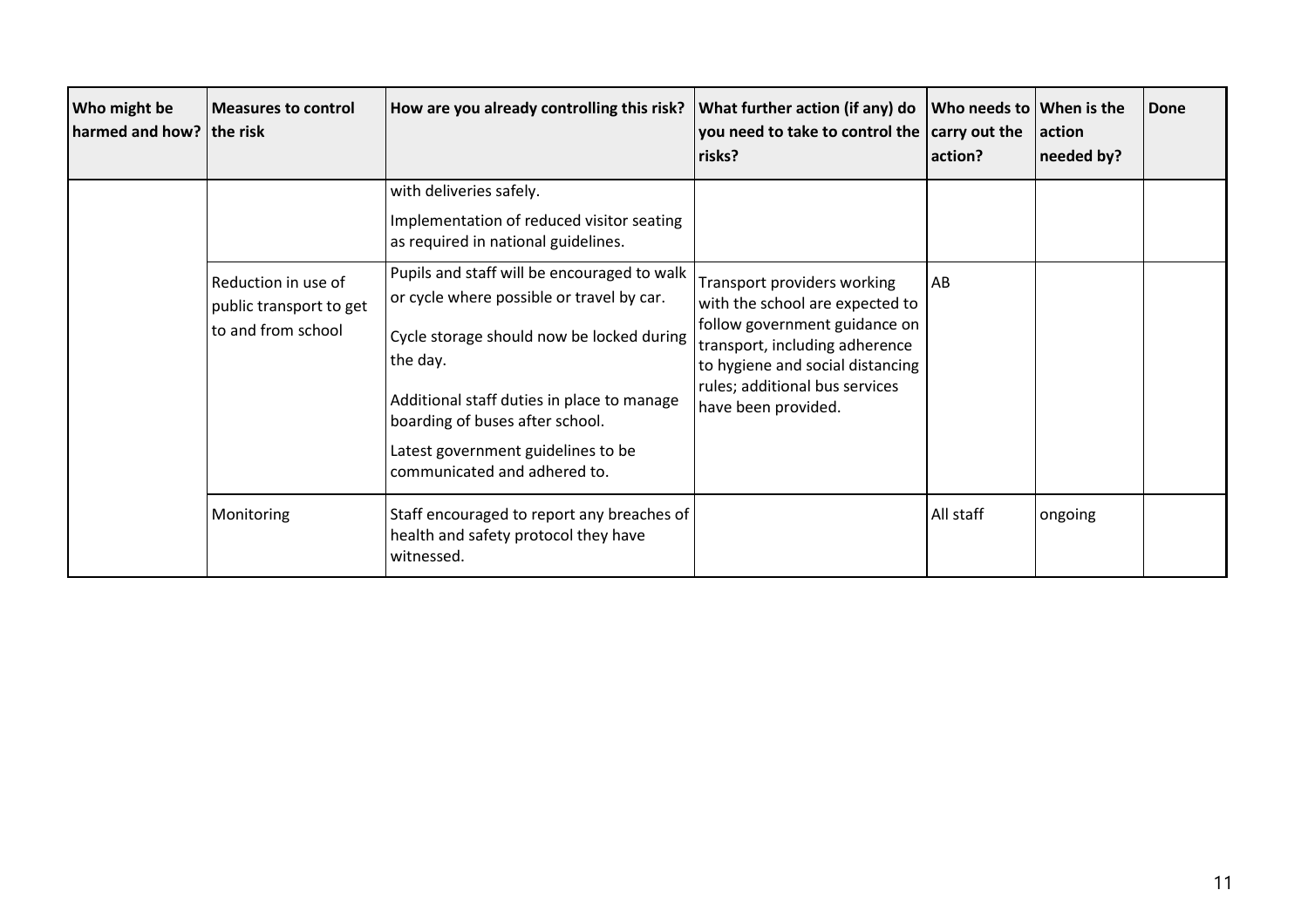| Who might be harmed and how? | Measures to control the risk | How are you already controlling this risk? | What further action (if any) do you need to take to control the risks? | Who needs to carry out the action? | When is the action needed by? | Done |
|---|---|---|---|---|---|---|
| | | with deliveries safely.<br><br>Implementation of reduced visitor seating as required in national guidelines. | | | | |
| | Reduction in use of public transport to get to and from school | Pupils and staff will be encouraged to walk or cycle where possible or travel by car.<br><br>Cycle storage should now be locked during the day.<br><br>Additional staff duties in place to manage boarding of buses after school.<br><br>Latest government guidelines to be communicated and adhered to. | Transport providers working with the school are expected to follow government guidance on transport, including adherence to hygiene and social distancing rules; additional bus services have been provided. | AB | | |
| | Monitoring | Staff encouraged to report any breaches of health and safety protocol they have witnessed. | | All staff | ongoing | |